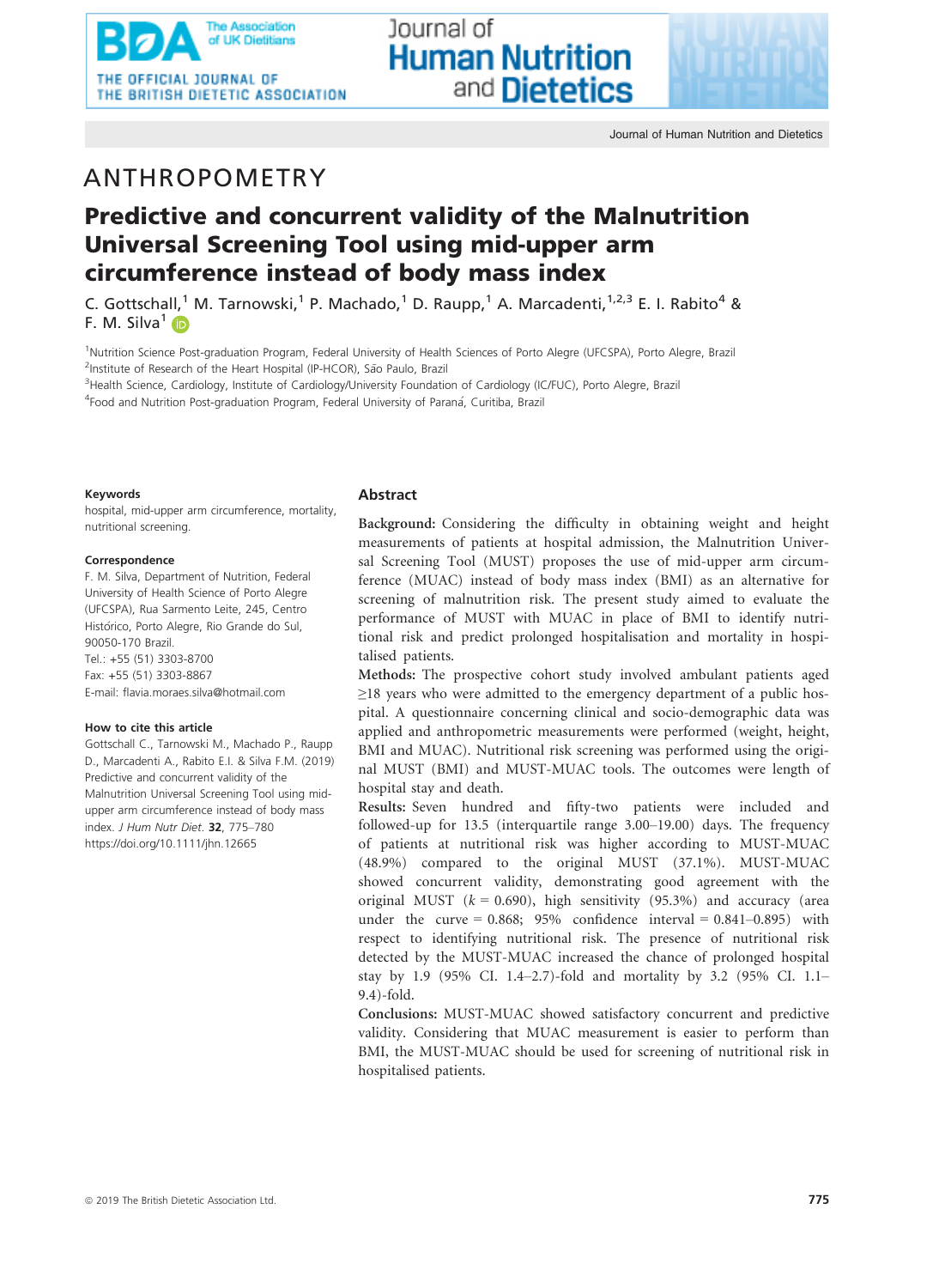ANTHROPOMETRY

# Predictive and concurrent validity of the Malnutrition Universal Screening Tool using mid-upper arm circumference instead of body mass index

C. Gottschall,[1] M. Tarnowski,[1] P. Machado,[1] D. Raupp,[1] A. Marcadenti,[1,2,3] E. I. Rabito[4] & F. M. Silva[1]

[1]Nutrition Science Post-graduation Program, Federal University of Health Sciences of Porto Alegre (UFCSPA), Porto Alegre, Brazil
[2]Institute of Research of the Heart Hospital (IP-HCOR), São Paulo, Brazil
[3]Health Science, Cardiology, Institute of Cardiology/University Foundation of Cardiology (IC/FUC), Porto Alegre, Brazil
[4]Food and Nutrition Post-graduation Program, Federal University of Paraná, Curitiba, Brazil

**Keywords**

hospital, mid-upper arm circumference, mortality, nutritional screening.

**Correspondence**

F. M. Silva, Department of Nutrition, Federal University of Health Science of Porto Alegre (UFCSPA), Rua Sarmento Leite, 245, Centro Histórico, Porto Alegre, Rio Grande do Sul, 90050-170 Brazil.
Tel.: +55 (51) 3303-8700
Fax: +55 (51) 3303-8867
E-mail: flavia.moraes.silva@hotmail.com

**How to cite this article**

Gottschall C., Tarnowski M., Machado P., Raupp D., Marcadenti A., Rabito E.I. & Silva F.M. (2019) Predictive and concurrent validity of the Malnutrition Universal Screening Tool using mid-upper arm circumference instead of body mass index. *J Hum Nutr Diet.* **32**, 775–780
https://doi.org/10.1111/jhn.12665

## Abstract

**Background:** Considering the difficulty in obtaining weight and height measurements of patients at hospital admission, the Malnutrition Universal Screening Tool (MUST) proposes the use of mid-upper arm circumference (MUAC) instead of body mass index (BMI) as an alternative for screening of malnutrition risk. The present study aimed to evaluate the performance of MUST with MUAC in place of BMI to identify nutritional risk and predict prolonged hospitalisation and mortality in hospitalised patients.

**Methods:** The prospective cohort study involved ambulant patients aged ≥18 years who were admitted to the emergency department of a public hospital. A questionnaire concerning clinical and socio-demographic data was applied and anthropometric measurements were performed (weight, height, BMI and MUAC). Nutritional risk screening was performed using the original MUST (BMI) and MUST-MUAC tools. The outcomes were length of hospital stay and death.

**Results:** Seven hundred and fifty-two patients were included and followed-up for 13.5 (interquartile range 3.00–19.00) days. The frequency of patients at nutritional risk was higher according to MUST-MUAC (48.9%) compared to the original MUST (37.1%). MUST-MUAC showed concurrent validity, demonstrating good agreement with the original MUST ($k = 0.690$), high sensitivity (95.3%) and accuracy (area under the curve = 0.868; 95% confidence interval = 0.841–0.895) with respect to identifying nutritional risk. The presence of nutritional risk detected by the MUST-MUAC increased the chance of prolonged hospital stay by 1.9 (95% CI. 1.4–2.7)-fold and mortality by 3.2 (95% CI. 1.1–9.4)-fold.

**Conclusions:** MUST-MUAC showed satisfactory concurrent and predictive validity. Considering that MUAC measurement is easier to perform than BMI, the MUST-MUAC should be used for screening of nutritional risk in hospitalised patients.

© 2019 The British Dietetic Association Ltd.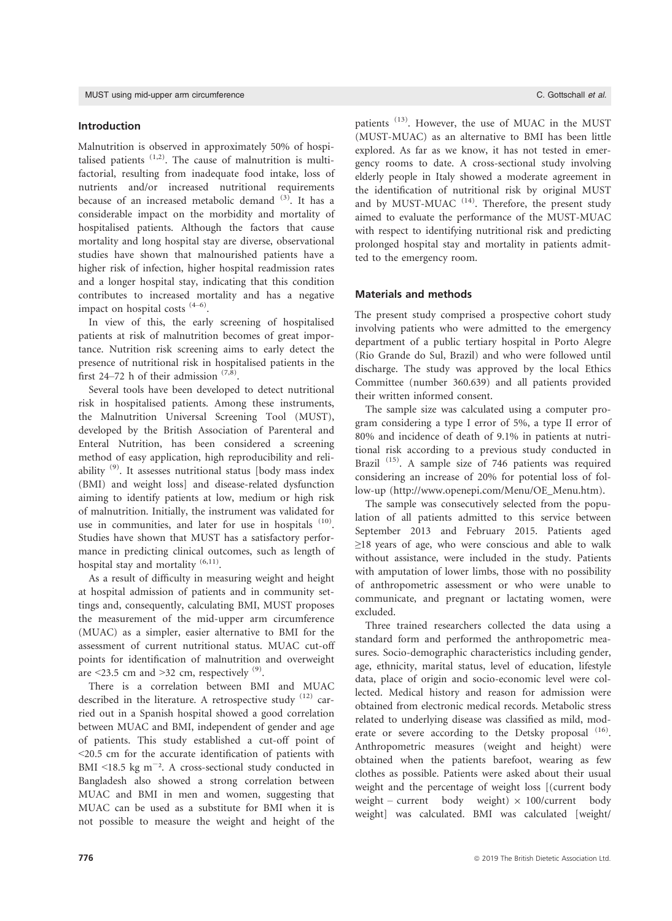## Introduction

Malnutrition is observed in approximately 50% of hospitalised patients [1,2]. The cause of malnutrition is multifactorial, resulting from inadequate food intake, loss of nutrients and/or increased nutritional requirements because of an increased metabolic demand [3]. It has a considerable impact on the morbidity and mortality of hospitalised patients. Although the factors that cause mortality and long hospital stay are diverse, observational studies have shown that malnourished patients have a higher risk of infection, higher hospital readmission rates and a longer hospital stay, indicating that this condition contributes to increased mortality and has a negative impact on hospital costs [4–6].

In view of this, the early screening of hospitalised patients at risk of malnutrition becomes of great importance. Nutrition risk screening aims to early detect the presence of nutritional risk in hospitalised patients in the first 24–72 h of their admission [7,8].

Several tools have been developed to detect nutritional risk in hospitalised patients. Among these instruments, the Malnutrition Universal Screening Tool (MUST), developed by the British Association of Parenteral and Enteral Nutrition, has been considered a screening method of easy application, high reproducibility and reliability [9]. It assesses nutritional status [body mass index (BMI) and weight loss] and disease-related dysfunction aiming to identify patients at low, medium or high risk of malnutrition. Initially, the instrument was validated for use in communities, and later for use in hospitals [10]. Studies have shown that MUST has a satisfactory performance in predicting clinical outcomes, such as length of hospital stay and mortality [6,11].

As a result of difficulty in measuring weight and height at hospital admission of patients and in community settings and, consequently, calculating BMI, MUST proposes the measurement of the mid-upper arm circumference (MUAC) as a simpler, easier alternative to BMI for the assessment of current nutritional status. MUAC cut-off points for identification of malnutrition and overweight are <23.5 cm and >32 cm, respectively [9].

There is a correlation between BMI and MUAC described in the literature. A retrospective study [12] carried out in a Spanish hospital showed a good correlation between MUAC and BMI, independent of gender and age of patients. This study established a cut-off point of <20.5 cm for the accurate identification of patients with BMI <18.5 kg m$^{-2}$. A cross-sectional study conducted in Bangladesh also showed a strong correlation between MUAC and BMI in men and women, suggesting that MUAC can be used as a substitute for BMI when it is not possible to measure the weight and height of the patients [13]. However, the use of MUAC in the MUST (MUST-MUAC) as an alternative to BMI has been little explored. As far as we know, it has not tested in emergency rooms to date. A cross-sectional study involving elderly people in Italy showed a moderate agreement in the identification of nutritional risk by original MUST and by MUST-MUAC [14]. Therefore, the present study aimed to evaluate the performance of the MUST-MUAC with respect to identifying nutritional risk and predicting prolonged hospital stay and mortality in patients admitted to the emergency room.

## Materials and methods

The present study comprised a prospective cohort study involving patients who were admitted to the emergency department of a public tertiary hospital in Porto Alegre (Rio Grande do Sul, Brazil) and who were followed until discharge. The study was approved by the local Ethics Committee (number 360.639) and all patients provided their written informed consent.

The sample size was calculated using a computer program considering a type I error of 5%, a type II error of 80% and incidence of death of 9.1% in patients at nutritional risk according to a previous study conducted in Brazil [15]. A sample size of 746 patients was required considering an increase of 20% for potential loss of follow-up (http://www.openepi.com/Menu/OE_Menu.htm).

The sample was consecutively selected from the population of all patients admitted to this service between September 2013 and February 2015. Patients aged ≥18 years of age, who were conscious and able to walk without assistance, were included in the study. Patients with amputation of lower limbs, those with no possibility of anthropometric assessment or who were unable to communicate, and pregnant or lactating women, were excluded.

Three trained researchers collected the data using a standard form and performed the anthropometric measures. Socio-demographic characteristics including gender, age, ethnicity, marital status, level of education, lifestyle data, place of origin and socio-economic level were collected. Medical history and reason for admission were obtained from electronic medical records. Metabolic stress related to underlying disease was classified as mild, moderate or severe according to the Detsky proposal [16]. Anthropometric measures (weight and height) were obtained when the patients barefoot, wearing as few clothes as possible. Patients were asked about their usual weight and the percentage of weight loss [(current body weight – current body weight) × 100/current body weight] was calculated. BMI was calculated [weight/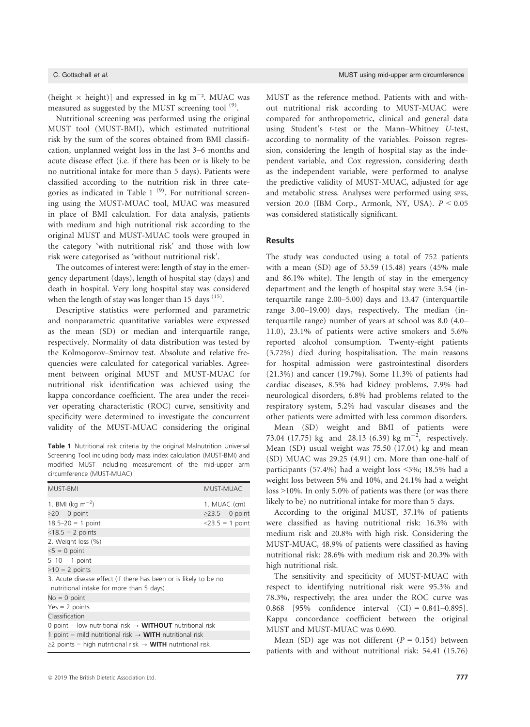(height × height)] and expressed in kg $m^{-2}$. MUAC was measured as suggested by the MUST screening tool [9].

Nutritional screening was performed using the original MUST tool (MUST-BMI), which estimated nutritional risk by the sum of the scores obtained from BMI classification, unplanned weight loss in the last 3–6 months and acute disease effect (i.e. if there has been or is likely to be no nutritional intake for more than 5 days). Patients were classified according to the nutrition risk in three categories as indicated in Table 1 [9]. For nutritional screening using the MUST-MUAC tool, MUAC was measured in place of BMI calculation. For data analysis, patients with medium and high nutritional risk according to the original MUST and MUST-MUAC tools were grouped in the category 'with nutritional risk' and those with low risk were categorised as 'without nutritional risk'.

The outcomes of interest were: length of stay in the emergency department (days), length of hospital stay (days) and death in hospital. Very long hospital stay was considered when the length of stay was longer than 15 days [15].

Descriptive statistics were performed and parametric and nonparametric quantitative variables were expressed as the mean (SD) or median and interquartile range, respectively. Normality of data distribution was tested by the Kolmogorov–Smirnov test. Absolute and relative frequencies were calculated for categorical variables. Agreement between original MUST and MUST-MUAC for nutritional risk identification was achieved using the kappa concordance coefficient. The area under the receiver operating characteristic (ROC) curve, sensitivity and specificity were determined to investigate the concurrent validity of the MUST-MUAC considering the original MUST as the reference method. Patients with and without nutritional risk according to MUST-MUAC were compared for anthropometric, clinical and general data using Student's *t*-test or the Mann–Whitney *U*-test, according to normality of the variables. Poisson regression, considering the length of hospital stay as the independent variable, and Cox regression, considering death as the independent variable, were performed to analyse the predictive validity of MUST-MUAC, adjusted for age and metabolic stress. Analyses were performed using SPSS, version 20.0 (IBM Corp., Armonk, NY, USA). $P < 0.05$ was considered statistically significant.

**Table 1** Nutritional risk criteria by the original Malnutrition Universal Screening Tool including body mass index calculation (MUST-BMI) and modified MUST including measurement of the mid-upper arm circumference (MUST-MUAC)

| MUST-BMI | MUST-MUAC |
|---|---|
| 1. BMI (kg $m^{-2}$) | 1. MUAC (cm) |
| >20 = 0 point | ≥23.5 = 0 point |
| 18.5–20 = 1 point | <23.5 = 1 point |
| <18.5 = 2 points | |
| 2. Weight loss (%) | |
| <5 = 0 point | |
| 5–10 = 1 point | |
| >10 = 2 points | |
| 3. Acute disease effect (if there has been or is likely to be no nutritional intake for more than 5 days) | |
| No = 0 point | |
| Yes = 2 points | |
| Classification | |
| 0 point = low nutritional risk → **WITHOUT** nutritional risk | |
| 1 point = mild nutritional risk → **WITH** nutritional risk | |
| ≥2 points = high nutritional risk → **WITH** nutritional risk | |

## Results

The study was conducted using a total of 752 patients with a mean (SD) age of 53.59 (15.48) years (45% male and 86.1% white). The length of stay in the emergency department and the length of hospital stay were 3.54 (interquartile range 2.00–5.00) days and 13.47 (interquartile range 3.00–19.00) days, respectively. The median (interquartile range) number of years at school was 8.0 (4.0–11.0), 23.1% of patients were active smokers and 5.6% reported alcohol consumption. Twenty-eight patients (3.72%) died during hospitalisation. The main reasons for hospital admission were gastrointestinal disorders (21.3%) and cancer (19.7%). Some 11.3% of patients had cardiac diseases, 8.5% had kidney problems, 7.9% had neurological disorders, 6.8% had problems related to the respiratory system, 5.2% had vascular diseases and the other patients were admitted with less common disorders.

Mean (SD) weight and BMI of patients were 73.04 (17.75) kg and 28.13 (6.39) kg $m^{-2}$, respectively. Mean (SD) usual weight was 75.50 (17.04) kg and mean (SD) MUAC was 29.25 (4.91) cm. More than one-half of participants (57.4%) had a weight loss <5%; 18.5% had a weight loss between 5% and 10%, and 24.1% had a weight loss >10%. In only 5.0% of patients was there (or was there likely to be) no nutritional intake for more than 5 days.

According to the original MUST, 37.1% of patients were classified as having nutritional risk: 16.3% with medium risk and 20.8% with high risk. Considering the MUST-MUAC, 48.9% of patients were classified as having nutritional risk: 28.6% with medium risk and 20.3% with high nutritional risk.

The sensitivity and specificity of MUST-MUAC with respect to identifying nutritional risk were 95.3% and 78.3%, respectively; the area under the ROC curve was 0.868 [95% confidence interval (CI) = 0.841–0.895]. Kappa concordance coefficient between the original MUST and MUST-MUAC was 0.690.

Mean (SD) age was not different ($P = 0.154$) between patients with and without nutritional risk: 54.41 (15.76)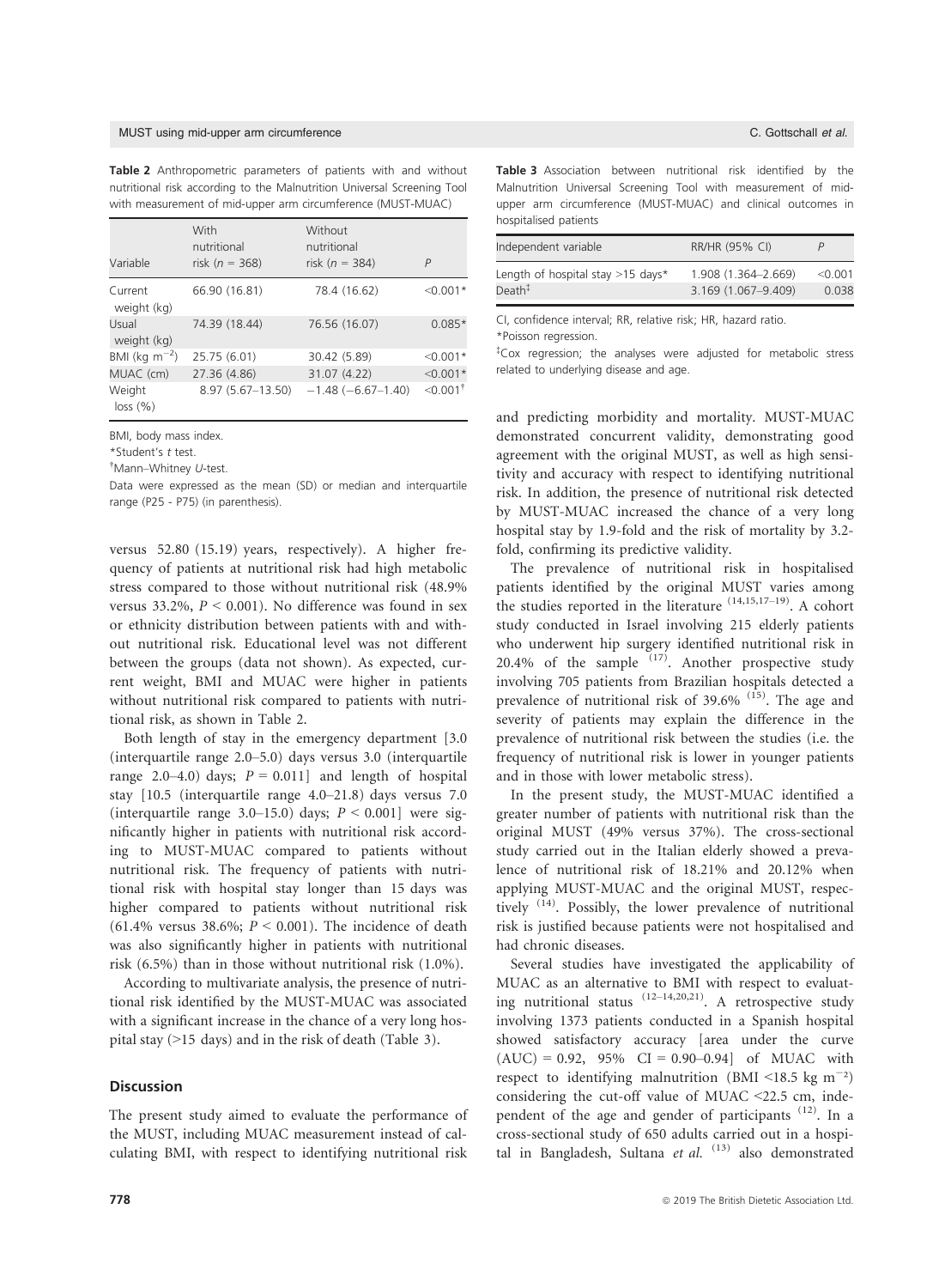**Table 2** Anthropometric parameters of patients with and without nutritional risk according to the Malnutrition Universal Screening Tool with measurement of mid-upper arm circumference (MUST-MUAC)

| Variable | With nutritional risk ($n$ = 368) | Without nutritional risk ($n$ = 384) | $P$ |
|---|---|---|---|
| Current weight (kg) | 66.90 (16.81) | 78.4 (16.62) | <0.001* |
| Usual weight (kg) | 74.39 (18.44) | 76.56 (16.07) | 0.085* |
| BMI (kg $m^{-2}$) | 25.75 (6.01) | 30.42 (5.89) | <0.001* |
| MUAC (cm) | 27.36 (4.86) | 31.07 (4.22) | <0.001* |
| Weight loss (%) | 8.97 (5.67–13.50) | −1.48 (−6.67–1.40) | <0.001† |

BMI, body mass index.
*Student's *t* test.
†Mann–Whitney *U*-test.
Data were expressed as the mean (SD) or median and interquartile range (P25 - P75) (in parenthesis).

**Table 3** Association between nutritional risk identified by the Malnutrition Universal Screening Tool with measurement of mid-upper arm circumference (MUST-MUAC) and clinical outcomes in hospitalised patients

| Independent variable | RR/HR (95% CI) | $P$ |
|---|---|---|
| Length of hospital stay >15 days* | 1.908 (1.364–2.669) | <0.001 |
| Death‡ | 3.169 (1.067–9.409) | 0.038 |

CI, confidence interval; RR, relative risk; HR, hazard ratio.
*Poisson regression.
‡Cox regression; the analyses were adjusted for metabolic stress related to underlying disease and age.

versus 52.80 (15.19) years, respectively). A higher frequency of patients at nutritional risk had high metabolic stress compared to those without nutritional risk (48.9% versus 33.2%, $P < 0.001$). No difference was found in sex or ethnicity distribution between patients with and without nutritional risk. Educational level was not different between the groups (data not shown). As expected, current weight, BMI and MUAC were higher in patients without nutritional risk compared to patients with nutritional risk, as shown in Table 2.

Both length of stay in the emergency department [3.0 (interquartile range 2.0–5.0) days versus 3.0 (interquartile range 2.0–4.0) days; $P = 0.011$] and length of hospital stay [10.5 (interquartile range 4.0–21.8) days versus 7.0 (interquartile range 3.0–15.0) days; $P < 0.001$] were significantly higher in patients with nutritional risk according to MUST-MUAC compared to patients without nutritional risk. The frequency of patients with nutritional risk with hospital stay longer than 15 days was higher compared to patients without nutritional risk (61.4% versus 38.6%; $P < 0.001$). The incidence of death was also significantly higher in patients with nutritional risk (6.5%) than in those without nutritional risk (1.0%).

According to multivariate analysis, the presence of nutritional risk identified by the MUST-MUAC was associated with a significant increase in the chance of a very long hospital stay (>15 days) and in the risk of death (Table 3).

## Discussion

The present study aimed to evaluate the performance of the MUST, including MUAC measurement instead of calculating BMI, with respect to identifying nutritional risk and predicting morbidity and mortality. MUST-MUAC demonstrated concurrent validity, demonstrating good agreement with the original MUST, as well as high sensitivity and accuracy with respect to identifying nutritional risk. In addition, the presence of nutritional risk detected by MUST-MUAC increased the chance of a very long hospital stay by 1.9-fold and the risk of mortality by 3.2-fold, confirming its predictive validity.

The prevalence of nutritional risk in hospitalised patients identified by the original MUST varies among the studies reported in the literature [14,15,17–19]. A cohort study conducted in Israel involving 215 elderly patients who underwent hip surgery identified nutritional risk in 20.4% of the sample [17]. Another prospective study involving 705 patients from Brazilian hospitals detected a prevalence of nutritional risk of 39.6% [15]. The age and severity of patients may explain the difference in the prevalence of nutritional risk between the studies (i.e. the frequency of nutritional risk is lower in younger patients and in those with lower metabolic stress).

In the present study, the MUST-MUAC identified a greater number of patients with nutritional risk than the original MUST (49% versus 37%). The cross-sectional study carried out in the Italian elderly showed a prevalence of nutritional risk of 18.21% and 20.12% when applying MUST-MUAC and the original MUST, respectively [14]. Possibly, the lower prevalence of nutritional risk is justified because patients were not hospitalised and had chronic diseases.

Several studies have investigated the applicability of MUAC as an alternative to BMI with respect to evaluating nutritional status [12–14,20,21]. A retrospective study involving 1373 patients conducted in a Spanish hospital showed satisfactory accuracy [area under the curve (AUC) = 0.92, 95% CI = 0.90–0.94] of MUAC with respect to identifying malnutrition (BMI <18.5 kg $m^{-2}$) considering the cut-off value of MUAC <22.5 cm, independent of the age and gender of participants [12]. In a cross-sectional study of 650 adults carried out in a hospital in Bangladesh, Sultana *et al.* [13] also demonstrated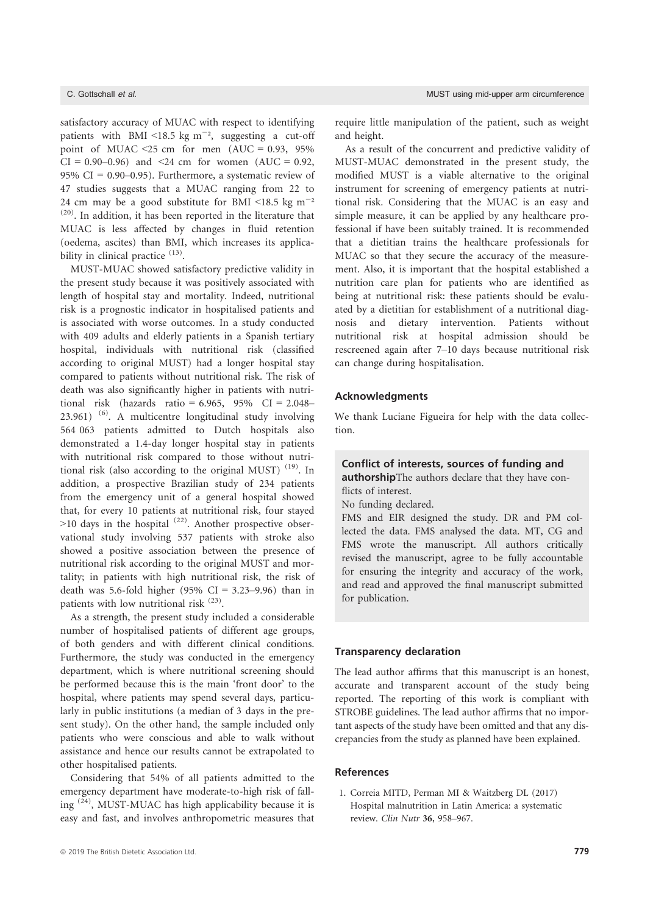satisfactory accuracy of MUAC with respect to identifying patients with BMI <18.5 kg m$^{-2}$, suggesting a cut-off point of MUAC <25 cm for men (AUC = 0.93, 95% CI = 0.90–0.96) and <24 cm for women (AUC = 0.92, 95% CI = 0.90–0.95). Furthermore, a systematic review of 47 studies suggests that a MUAC ranging from 22 to 24 cm may be a good substitute for BMI <18.5 kg m$^{-2}$ [20]. In addition, it has been reported in the literature that MUAC is less affected by changes in fluid retention (oedema, ascites) than BMI, which increases its applicability in clinical practice [13].

MUST-MUAC showed satisfactory predictive validity in the present study because it was positively associated with length of hospital stay and mortality. Indeed, nutritional risk is a prognostic indicator in hospitalised patients and is associated with worse outcomes. In a study conducted with 409 adults and elderly patients in a Spanish tertiary hospital, individuals with nutritional risk (classified according to original MUST) had a longer hospital stay compared to patients without nutritional risk. The risk of death was also significantly higher in patients with nutritional risk (hazards ratio = 6.965, 95% CI = 2.048–23.961) [6]. A multicentre longitudinal study involving 564 063 patients admitted to Dutch hospitals also demonstrated a 1.4-day longer hospital stay in patients with nutritional risk compared to those without nutritional risk (also according to the original MUST) [19]. In addition, a prospective Brazilian study of 234 patients from the emergency unit of a general hospital showed that, for every 10 patients at nutritional risk, four stayed >10 days in the hospital [22]. Another prospective observational study involving 537 patients with stroke also showed a positive association between the presence of nutritional risk according to the original MUST and mortality; in patients with high nutritional risk, the risk of death was 5.6-fold higher (95% CI = 3.23–9.96) than in patients with low nutritional risk [23].

As a strength, the present study included a considerable number of hospitalised patients of different age groups, of both genders and with different clinical conditions. Furthermore, the study was conducted in the emergency department, which is where nutritional screening should be performed because this is the main 'front door' to the hospital, where patients may spend several days, particularly in public institutions (a median of 3 days in the present study). On the other hand, the sample included only patients who were conscious and able to walk without assistance and hence our results cannot be extrapolated to other hospitalised patients.

Considering that 54% of all patients admitted to the emergency department have moderate-to-high risk of falling [24], MUST-MUAC has high applicability because it is easy and fast, and involves anthropometric measures that require little manipulation of the patient, such as weight and height.

As a result of the concurrent and predictive validity of MUST-MUAC demonstrated in the present study, the modified MUST is a viable alternative to the original instrument for screening of emergency patients at nutritional risk. Considering that the MUAC is an easy and simple measure, it can be applied by any healthcare professional if have been suitably trained. It is recommended that a dietitian trains the healthcare professionals for MUAC so that they secure the accuracy of the measurement. Also, it is important that the hospital established a nutrition care plan for patients who are identified as being at nutritional risk: these patients should be evaluated by a dietitian for establishment of a nutritional diagnosis and dietary intervention. Patients without nutritional risk at hospital admission should be rescreened again after 7–10 days because nutritional risk can change during hospitalisation.

## Acknowledgments

We thank Luciane Figueira for help with the data collection.

**Conflict of interests, sources of funding and authorship** The authors declare that they have conflicts of interest.

No funding declared.

FMS and EIR designed the study. DR and PM collected the data. FMS analysed the data. MT, CG and FMS wrote the manuscript. All authors critically revised the manuscript, agree to be fully accountable for ensuring the integrity and accuracy of the work, and read and approved the final manuscript submitted for publication.

## Transparency declaration

The lead author affirms that this manuscript is an honest, accurate and transparent account of the study being reported. The reporting of this work is compliant with STROBE guidelines. The lead author affirms that no important aspects of the study have been omitted and that any discrepancies from the study as planned have been explained.

## References

1. Correia MITD, Perman MI & Waitzberg DL (2017) Hospital malnutrition in Latin America: a systematic review. *Clin Nutr* **36**, 958–967.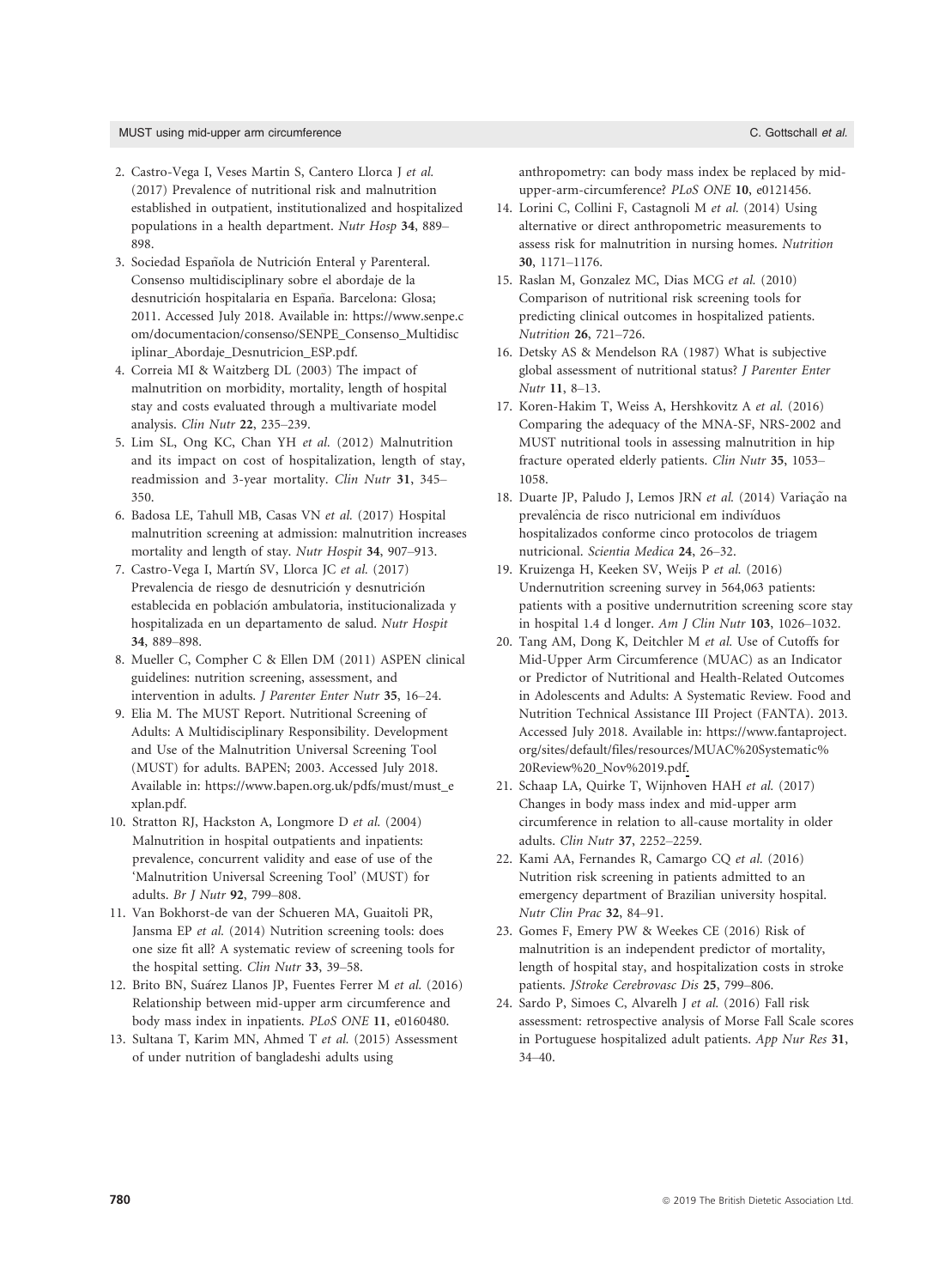2. Castro-Vega I, Veses Martin S, Cantero Llorca J *et al.* (2017) Prevalence of nutritional risk and malnutrition established in outpatient, institutionalized and hospitalized populations in a health department. *Nutr Hosp* **34**, 889–898.
3. Sociedad Española de Nutrición Enteral y Parenteral. Consenso multidisciplinary sobre el abordaje de la desnutrición hospitalaria en España. Barcelona: Glosa; 2011. Accessed July 2018. Available in: https://www.senpe.com/documentacion/consenso/SENPE_Consenso_Multidisciplinar_Abordaje_Desnutricion_ESP.pdf.
4. Correia MI & Waitzberg DL (2003) The impact of malnutrition on morbidity, mortality, length of hospital stay and costs evaluated through a multivariate model analysis. *Clin Nutr* **22**, 235–239.
5. Lim SL, Ong KC, Chan YH *et al.* (2012) Malnutrition and its impact on cost of hospitalization, length of stay, readmission and 3-year mortality. *Clin Nutr* **31**, 345–350.
6. Badosa LE, Tahull MB, Casas VN *et al.* (2017) Hospital malnutrition screening at admission: malnutrition increases mortality and length of stay. *Nutr Hospit* **34**, 907–913.
7. Castro-Vega I, Martín SV, Llorca JC *et al.* (2017) Prevalencia de riesgo de desnutrición y desnutrición establecida en población ambulatoria, institucionalizada y hospitalizada en un departamento de salud. *Nutr Hospit* **34**, 889–898.
8. Mueller C, Compher C & Ellen DM (2011) ASPEN clinical guidelines: nutrition screening, assessment, and intervention in adults. *J Parenter Enter Nutr* **35**, 16–24.
9. Elia M. The MUST Report. Nutritional Screening of Adults: A Multidisciplinary Responsibility. Development and Use of the Malnutrition Universal Screening Tool (MUST) for adults. BAPEN; 2003. Accessed July 2018. Available in: https://www.bapen.org.uk/pdfs/must/must_explan.pdf.
10. Stratton RJ, Hackston A, Longmore D *et al.* (2004) Malnutrition in hospital outpatients and inpatients: prevalence, concurrent validity and ease of use of the 'Malnutrition Universal Screening Tool' (MUST) for adults. *Br J Nutr* **92**, 799–808.
11. Van Bokhorst-de van der Schueren MA, Guaitoli PR, Jansma EP *et al.* (2014) Nutrition screening tools: does one size fit all? A systematic review of screening tools for the hospital setting. *Clin Nutr* **33**, 39–58.
12. Brito BN, Suárez Llanos JP, Fuentes Ferrer M *et al.* (2016) Relationship between mid-upper arm circumference and body mass index in inpatients. *PLoS ONE* **11**, e0160480.
13. Sultana T, Karim MN, Ahmed T *et al.* (2015) Assessment of under nutrition of bangladeshi adults using anthropometry: can body mass index be replaced by mid-upper-arm-circumference? *PLoS ONE* **10**, e0121456.
14. Lorini C, Collini F, Castagnoli M *et al.* (2014) Using alternative or direct anthropometric measurements to assess risk for malnutrition in nursing homes. *Nutrition* **30**, 1171–1176.
15. Raslan M, Gonzalez MC, Dias MCG *et al.* (2010) Comparison of nutritional risk screening tools for predicting clinical outcomes in hospitalized patients. *Nutrition* **26**, 721–726.
16. Detsky AS & Mendelson RA (1987) What is subjective global assessment of nutritional status? *J Parenter Enter Nutr* **11**, 8–13.
17. Koren-Hakim T, Weiss A, Hershkovitz A *et al.* (2016) Comparing the adequacy of the MNA-SF, NRS-2002 and MUST nutritional tools in assessing malnutrition in hip fracture operated elderly patients. *Clin Nutr* **35**, 1053–1058.
18. Duarte JP, Paludo J, Lemos JRN *et al.* (2014) Variação na prevalência de risco nutricional em indivíduos hospitalizados conforme cinco protocolos de triagem nutricional. *Scientia Medica* **24**, 26–32.
19. Kruizenga H, Keeken SV, Weijs P *et al.* (2016) Undernutrition screening survey in 564,063 patients: patients with a positive undernutrition screening score stay in hospital 1.4 d longer. *Am J Clin Nutr* **103**, 1026–1032.
20. Tang AM, Dong K, Deitchler M *et al.* Use of Cutoffs for Mid-Upper Arm Circumference (MUAC) as an Indicator or Predictor of Nutritional and Health-Related Outcomes in Adolescents and Adults: A Systematic Review. Food and Nutrition Technical Assistance III Project (FANTA). 2013. Accessed July 2018. Available in: https://www.fantaproject.org/sites/default/files/resources/MUAC%20Systematic%20Review%20_Nov%2019.pdf.
21. Schaap LA, Quirke T, Wijnhoven HAH *et al.* (2017) Changes in body mass index and mid-upper arm circumference in relation to all-cause mortality in older adults. *Clin Nutr* **37**, 2252–2259.
22. Kami AA, Fernandes R, Camargo CQ *et al.* (2016) Nutrition risk screening in patients admitted to an emergency department of Brazilian university hospital. *Nutr Clin Prac* **32**, 84–91.
23. Gomes F, Emery PW & Weekes CE (2016) Risk of malnutrition is an independent predictor of mortality, length of hospital stay, and hospitalization costs in stroke patients. *JStroke Cerebrovasc Dis* **25**, 799–806.
24. Sardo P, Simoes C, Alvarelh J *et al.* (2016) Fall risk assessment: retrospective analysis of Morse Fall Scale scores in Portuguese hospitalized adult patients. *App Nur Res* **31**, 34–40.